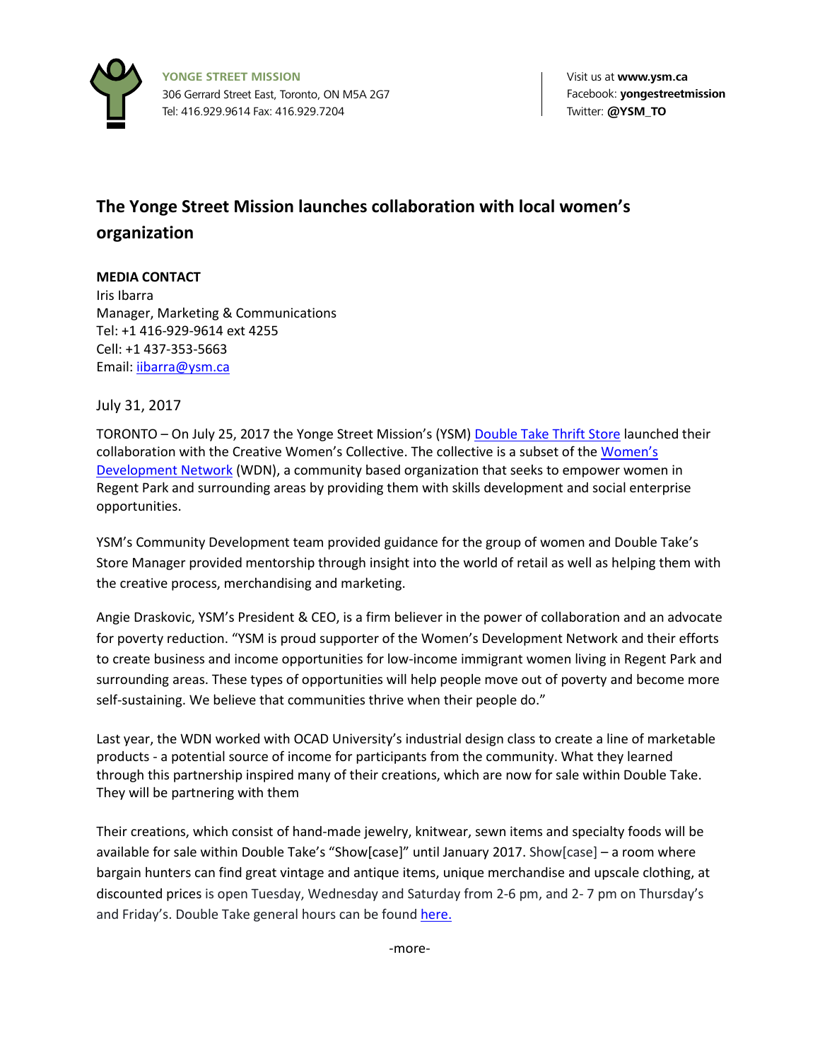**YONGE STREET MISSION**
306 Gerrard Street East, Toronto, ON M5A 2G7
Tel: 416.929.9614 Fax: 416.929.7204

Visit us at **www.ysm.ca**
Facebook: **yongestreetmission**
Twitter: **@YSM_TO**

# The Yonge Street Mission launches collaboration with local women's organization

**MEDIA CONTACT**
Iris Ibarra
Manager, Marketing & Communications
Tel: +1 416-929-9614 ext 4255
Cell: +1 437-353-5663
Email: iibarra@ysm.ca

July 31, 2017

TORONTO – On July 25, 2017 the Yonge Street Mission's (YSM) Double Take Thrift Store launched their collaboration with the Creative Women's Collective. The collective is a subset of the Women's Development Network (WDN), a community based organization that seeks to empower women in Regent Park and surrounding areas by providing them with skills development and social enterprise opportunities.

YSM's Community Development team provided guidance for the group of women and Double Take's Store Manager provided mentorship through insight into the world of retail as well as helping them with the creative process, merchandising and marketing.

Angie Draskovic, YSM's President & CEO, is a firm believer in the power of collaboration and an advocate for poverty reduction. "YSM is proud supporter of the Women's Development Network and their efforts to create business and income opportunities for low-income immigrant women living in Regent Park and surrounding areas. These types of opportunities will help people move out of poverty and become more self-sustaining. We believe that communities thrive when their people do."

Last year, the WDN worked with OCAD University's industrial design class to create a line of marketable products - a potential source of income for participants from the community. What they learned through this partnership inspired many of their creations, which are now for sale within Double Take. They will be partnering with them

Their creations, which consist of hand-made jewelry, knitwear, sewn items and specialty foods will be available for sale within Double Take's "Show[case]" until January 2017. Show[case] – a room where bargain hunters can find great vintage and antique items, unique merchandise and upscale clothing, at discounted prices is open Tuesday, Wednesday and Saturday from 2-6 pm, and 2- 7 pm on Thursday's and Friday's. Double Take general hours can be found here.

-more-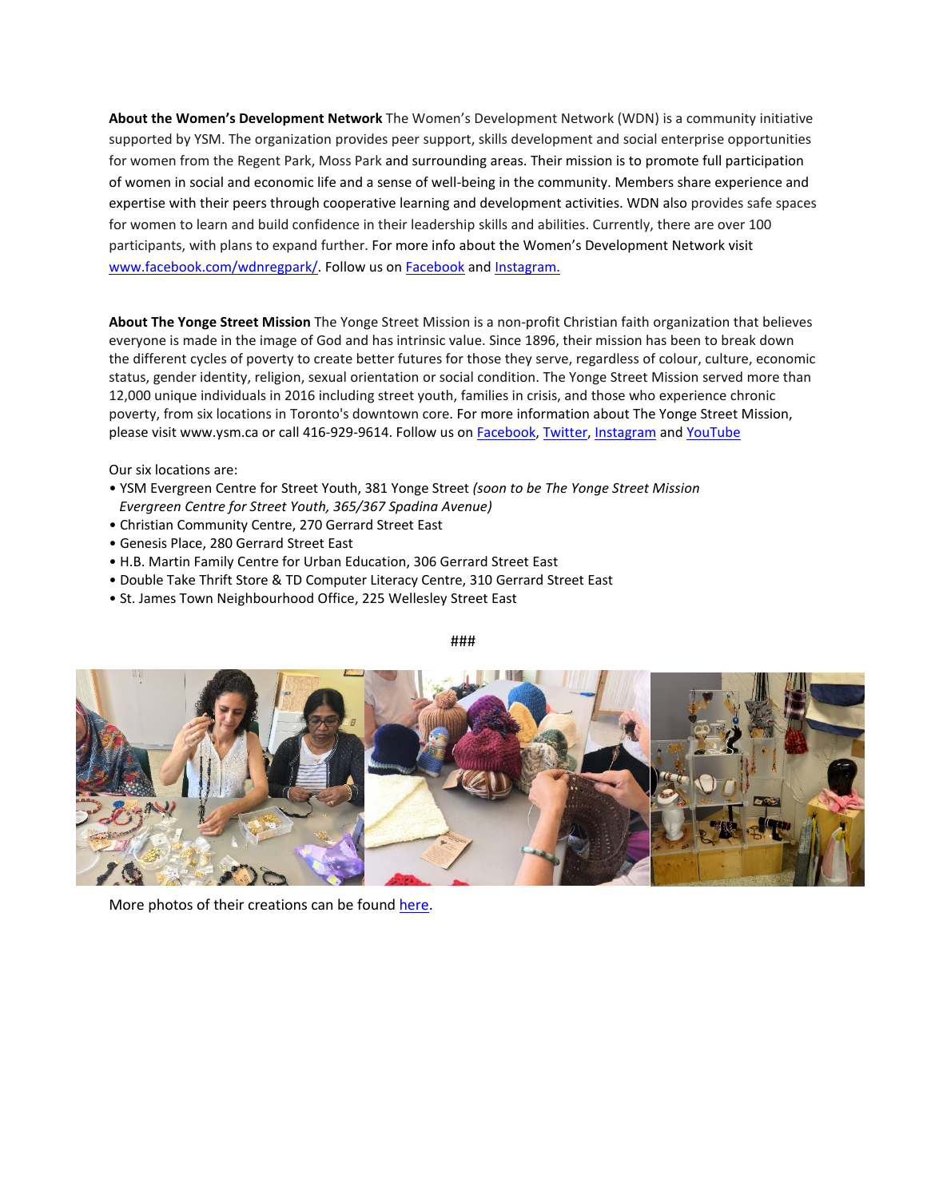**About the Women's Development Network** The Women's Development Network (WDN) is a community initiative supported by YSM. The organization provides peer support, skills development and social enterprise opportunities for women from the Regent Park, Moss Park and surrounding areas. Their mission is to promote full participation of women in social and economic life and a sense of well-being in the community. Members share experience and expertise with their peers through cooperative learning and development activities. WDN also provides safe spaces for women to learn and build confidence in their leadership skills and abilities. Currently, there are over 100 participants, with plans to expand further. For more info about the Women's Development Network visit [www.facebook.com/wdnregpark/](www.facebook.com/wdnregpark/). Follow us on [Facebook] and [Instagram.]

**About The Yonge Street Mission** The Yonge Street Mission is a non-profit Christian faith organization that believes everyone is made in the image of God and has intrinsic value. Since 1896, their mission has been to break down the different cycles of poverty to create better futures for those they serve, regardless of colour, culture, economic status, gender identity, religion, sexual orientation or social condition. The Yonge Street Mission served more than 12,000 unique individuals in 2016 including street youth, families in crisis, and those who experience chronic poverty, from six locations in Toronto's downtown core. For more information about The Yonge Street Mission, please visit www.ysm.ca or call 416-929-9614. Follow us on [Facebook], [Twitter], [Instagram] and [YouTube]

Our six locations are:

- YSM Evergreen Centre for Street Youth, 381 Yonge Street *(soon to be The Yonge Street Mission Evergreen Centre for Street Youth, 365/367 Spadina Avenue)*
- Christian Community Centre, 270 Gerrard Street East
- Genesis Place, 280 Gerrard Street East
- H.B. Martin Family Centre for Urban Education, 306 Gerrard Street East
- Double Take Thrift Store & TD Computer Literacy Centre, 310 Gerrard Street East
- St. James Town Neighbourhood Office, 225 Wellesley Street East

###

More photos of their creations can be found [here].